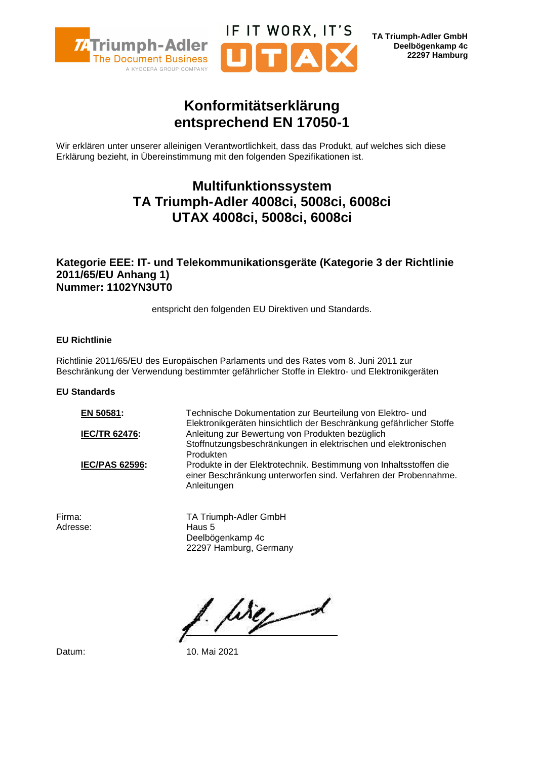TA Triumph-Adler The Document Business A KYOCERA GROUP COMPANY

IF IT WORX, IT'S UTAX

**TA Triumph-Adler GmbH**
**Deelbögenkamp 4c**
**22297 Hamburg**

# Konformitätserklärung entsprechend EN 17050-1

Wir erklären unter unserer alleinigen Verantwortlichkeit, dass das Produkt, auf welches sich diese Erklärung bezieht, in Übereinstimmung mit den folgenden Spezifikationen ist.

## Multifunktionssystem
## TA Triumph-Adler 4008ci, 5008ci, 6008ci
## UTAX 4008ci, 5008ci, 6008ci

### Kategorie EEE: IT- und Telekommunikationsgeräte (Kategorie 3 der Richtlinie 2011/65/EU Anhang 1)
### Nummer: 1102YN3UT0

entspricht den folgenden EU Direktiven und Standards.

**EU Richtlinie**

Richtlinie 2011/65/EU des Europäischen Parlaments und des Rates vom 8. Juni 2011 zur Beschränkung der Verwendung bestimmter gefährlicher Stoffe in Elektro- und Elektronikgeräten

**EU Standards**

| | |
|---|---|
| **EN 50581:** | Technische Dokumentation zur Beurteilung von Elektro- und Elektronikgeräten hinsichtlich der Beschränkung gefährlicher Stoffe |
| **IEC/TR 62476:** | Anleitung zur Bewertung von Produkten bezüglich Stoffnutzungsbeschränkungen in elektrischen und elektronischen Produkten |
| **IEC/PAS 62596:** | Produkte in der Elektrotechnik. Bestimmung von Inhaltsstoffen die einer Beschränkung unterworfen sind. Verfahren der Probennahme. Anleitungen |

| | |
|---|---|
| Firma: | TA Triumph-Adler GmbH |
| Adresse: | Haus 5<br>Deelbögenkamp 4c<br>22297 Hamburg, Germany |

Datum: 10. Mai 2021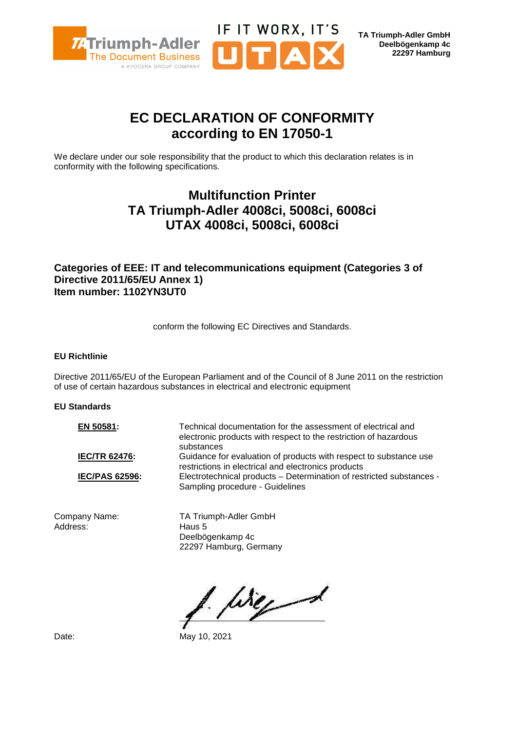TA Triumph-Adler GmbH
Deelbögenkamp 4c
22297 Hamburg

# EC DECLARATION OF CONFORMITY
# according to EN 17050-1

We declare under our sole responsibility that the product to which this declaration relates is in conformity with the following specifications.

## Multifunction Printer
## TA Triumph-Adler 4008ci, 5008ci, 6008ci
## UTAX 4008ci, 5008ci, 6008ci

**Categories of EEE: IT and telecommunications equipment (Categories 3 of Directive 2011/65/EU Annex 1)**
**Item number: 1102YN3UT0**

conform the following EC Directives and Standards.

**EU Richtlinie**

Directive 2011/65/EU of the European Parliament and of the Council of 8 June 2011 on the restriction of use of certain hazardous substances in electrical and electronic equipment

**EU Standards**

| | |
|---|---|
| **EN 50581:** | Technical documentation for the assessment of electrical and electronic products with respect to the restriction of hazardous substances |
| **IEC/TR 62476:** | Guidance for evaluation of products with respect to substance use restrictions in electrical and electronics products |
| **IEC/PAS 62596:** | Electrotechnical products – Determination of restricted substances - Sampling procedure - Guidelines |

Company Name: TA Triumph-Adler GmbH
Address: Haus 5
Deelbögenkamp 4c
22297 Hamburg, Germany

Date: May 10, 2021